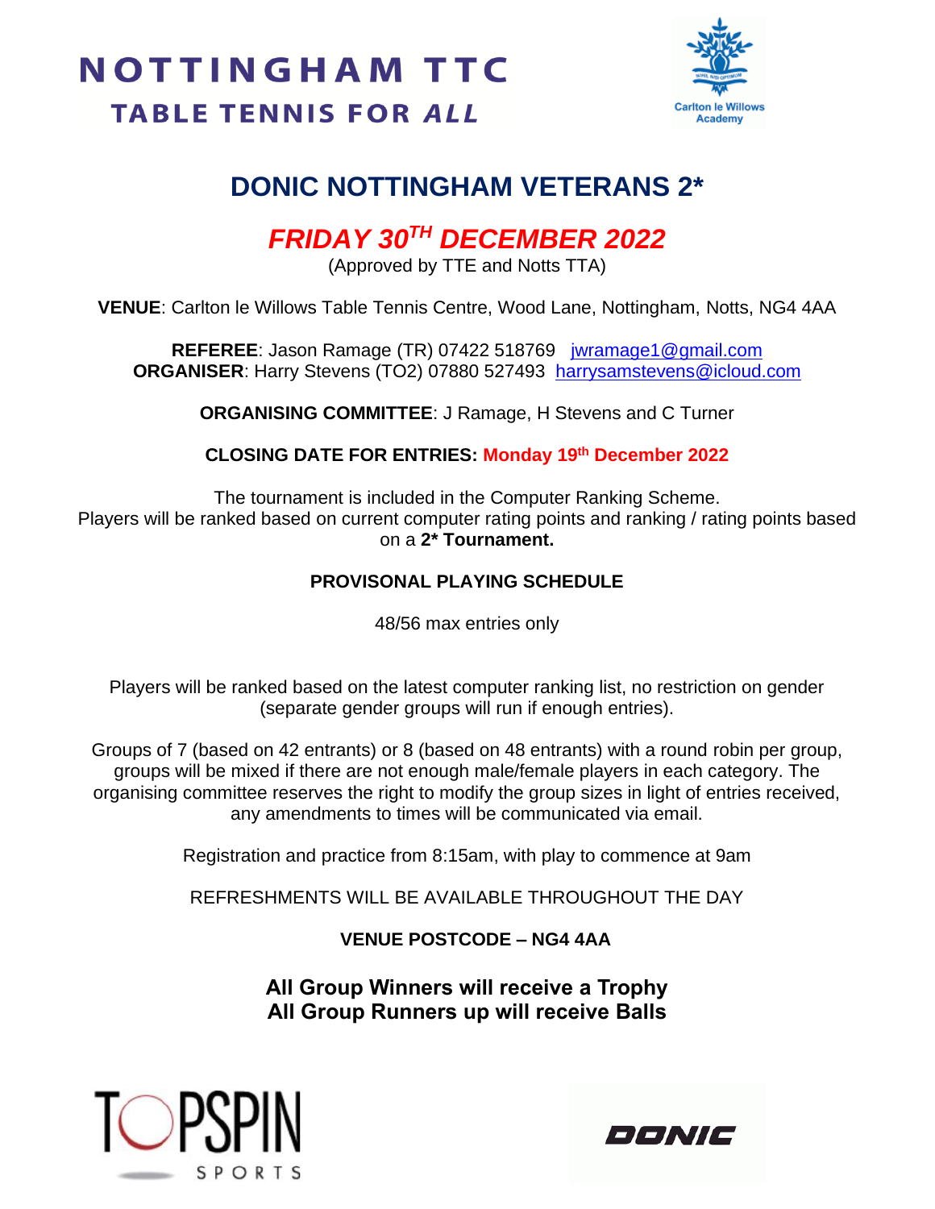# NOTTINGHAM TTC

**TABLE TENNIS FOR *ALL***

Carlton le Willows Academy

## DONIC NOTTINGHAM VETERANS 2*

## *FRIDAY 30TH DECEMBER 2022*

(Approved by TTE and Notts TTA)

**VENUE**: Carlton le Willows Table Tennis Centre, Wood Lane, Nottingham, Notts, NG4 4AA

**REFEREE**: Jason Ramage (TR) 07422 518769 jwramage1@gmail.com
**ORGANISER**: Harry Stevens (TO2) 07880 527493 harrysamstevens@icloud.com

**ORGANISING COMMITTEE**: J Ramage, H Stevens and C Turner

**CLOSING DATE FOR ENTRIES: Monday 19th December 2022**

The tournament is included in the Computer Ranking Scheme.
Players will be ranked based on current computer rating points and ranking / rating points based on a **2* Tournament.**

**PROVISONAL PLAYING SCHEDULE**

48/56 max entries only

Players will be ranked based on the latest computer ranking list, no restriction on gender (separate gender groups will run if enough entries).

Groups of 7 (based on 42 entrants) or 8 (based on 48 entrants) with a round robin per group, groups will be mixed if there are not enough male/female players in each category. The organising committee reserves the right to modify the group sizes in light of entries received, any amendments to times will be communicated via email.

Registration and practice from 8:15am, with play to commence at 9am

REFRESHMENTS WILL BE AVAILABLE THROUGHOUT THE DAY

**VENUE POSTCODE – NG4 4AA**

**All Group Winners will receive a Trophy**
**All Group Runners up will receive Balls**

TOPSPIN SPORTS

DONIC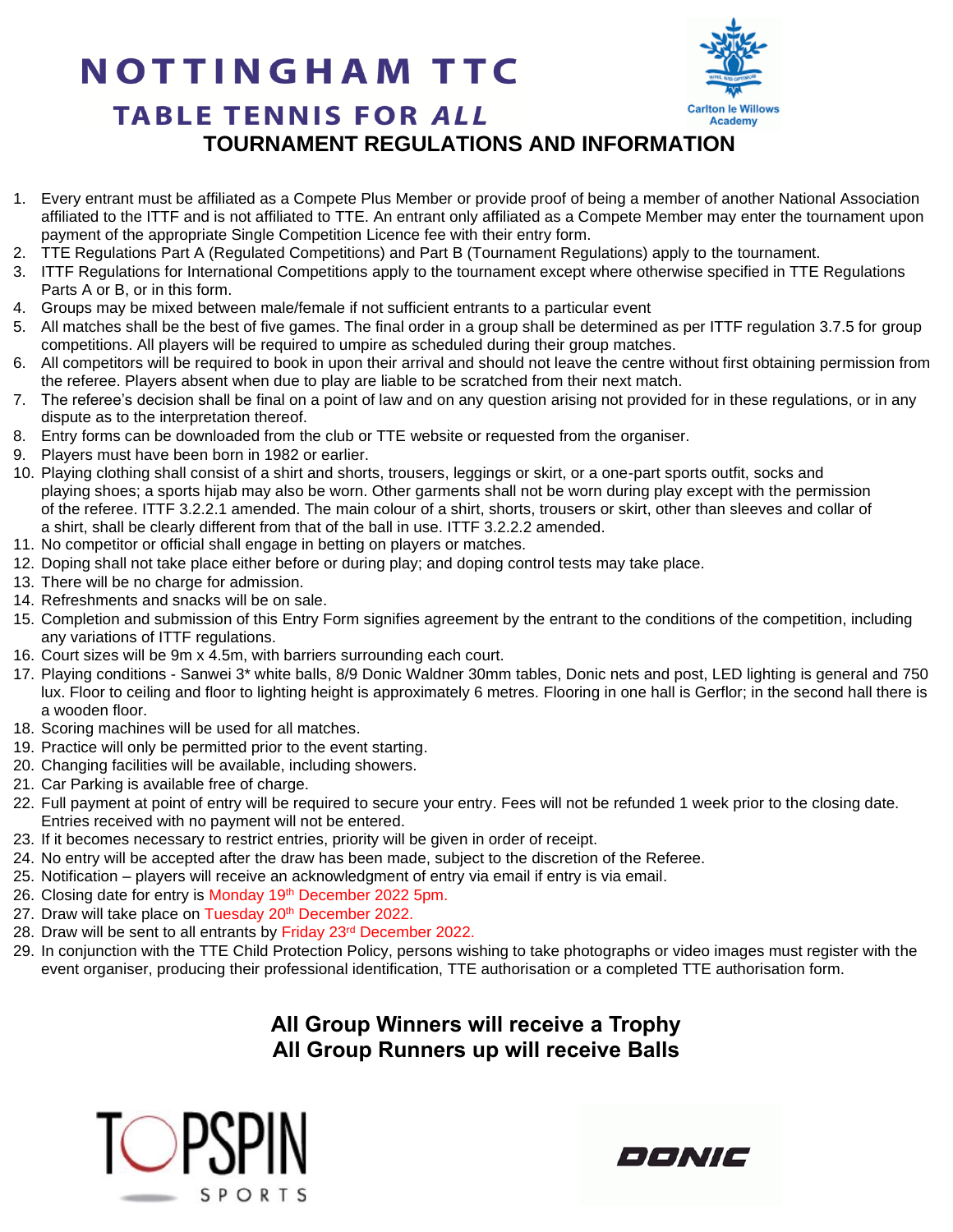# NOTTINGHAM TTC

## TABLE TENNIS FOR *ALL*

Carlton le Willows Academy

## TOURNAMENT REGULATIONS AND INFORMATION

1. Every entrant must be affiliated as a Compete Plus Member or provide proof of being a member of another National Association affiliated to the ITTF and is not affiliated to TTE. An entrant only affiliated as a Compete Member may enter the tournament upon payment of the appropriate Single Competition Licence fee with their entry form.
2. TTE Regulations Part A (Regulated Competitions) and Part B (Tournament Regulations) apply to the tournament.
3. ITTF Regulations for International Competitions apply to the tournament except where otherwise specified in TTE Regulations Parts A or B, or in this form.
4. Groups may be mixed between male/female if not sufficient entrants to a particular event
5. All matches shall be the best of five games. The final order in a group shall be determined as per ITTF regulation 3.7.5 for group competitions. All players will be required to umpire as scheduled during their group matches.
6. All competitors will be required to book in upon their arrival and should not leave the centre without first obtaining permission from the referee. Players absent when due to play are liable to be scratched from their next match.
7. The referee's decision shall be final on a point of law and on any question arising not provided for in these regulations, or in any dispute as to the interpretation thereof.
8. Entry forms can be downloaded from the club or TTE website or requested from the organiser.
9. Players must have been born in 1982 or earlier.
10. Playing clothing shall consist of a shirt and shorts, trousers, leggings or skirt, or a one-part sports outfit, socks and playing shoes; a sports hijab may also be worn. Other garments shall not be worn during play except with the permission of the referee. ITTF 3.2.2.1 amended. The main colour of a shirt, shorts, trousers or skirt, other than sleeves and collar of a shirt, shall be clearly different from that of the ball in use. ITTF 3.2.2.2 amended.
11. No competitor or official shall engage in betting on players or matches.
12. Doping shall not take place either before or during play; and doping control tests may take place.
13. There will be no charge for admission.
14. Refreshments and snacks will be on sale.
15. Completion and submission of this Entry Form signifies agreement by the entrant to the conditions of the competition, including any variations of ITTF regulations.
16. Court sizes will be 9m x 4.5m, with barriers surrounding each court.
17. Playing conditions - Sanwei 3* white balls, 8/9 Donic Waldner 30mm tables, Donic nets and post, LED lighting is general and 750 lux. Floor to ceiling and floor to lighting height is approximately 6 metres. Flooring in one hall is Gerflor; in the second hall there is a wooden floor.
18. Scoring machines will be used for all matches.
19. Practice will only be permitted prior to the event starting.
20. Changing facilities will be available, including showers.
21. Car Parking is available free of charge.
22. Full payment at point of entry will be required to secure your entry. Fees will not be refunded 1 week prior to the closing date. Entries received with no payment will not be entered.
23. If it becomes necessary to restrict entries, priority will be given in order of receipt.
24. No entry will be accepted after the draw has been made, subject to the discretion of the Referee.
25. Notification – players will receive an acknowledgment of entry via email if entry is via email.
26. Closing date for entry is Monday 19th December 2022 5pm.
27. Draw will take place on Tuesday 20th December 2022.
28. Draw will be sent to all entrants by Friday 23rd December 2022.
29. In conjunction with the TTE Child Protection Policy, persons wishing to take photographs or video images must register with the event organiser, producing their professional identification, TTE authorisation or a completed TTE authorisation form.

**All Group Winners will receive a Trophy**
**All Group Runners up will receive Balls**

TOPSPIN SPORTS

DONIC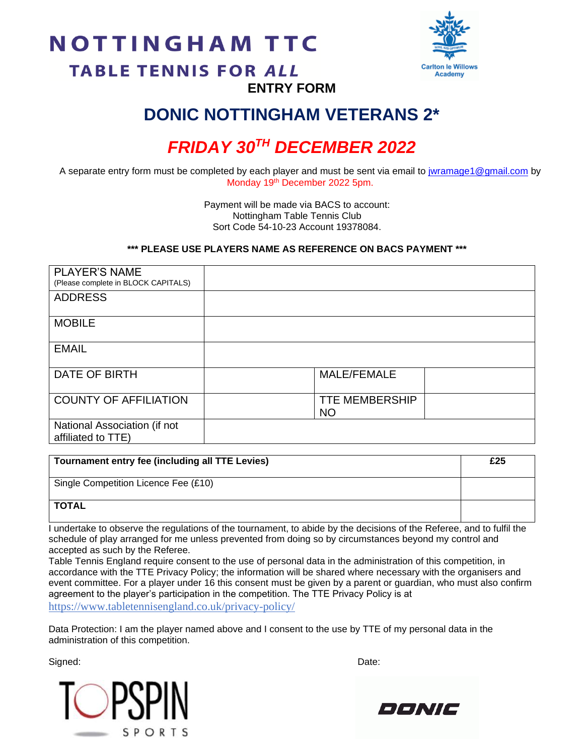# NOTTINGHAM TTC

## TABLE TENNIS FOR *ALL*

Carlton le Willows Academy

**ENTRY FORM**

# DONIC NOTTINGHAM VETERANS 2*

## *FRIDAY 30TH DECEMBER 2022*

A separate entry form must be completed by each player and must be sent via email to jwramage1@gmail.com by Monday 19th December 2022 5pm.

Payment will be made via BACS to account:
Nottingham Table Tennis Club
Sort Code 54-10-23 Account 19378084.

**\*\*\* PLEASE USE PLAYERS NAME AS REFERENCE ON BACS PAYMENT \*\*\***

| | | | |
|---|---|---|---|
| PLAYER'S NAME (Please complete in BLOCK CAPITALS) | | | |
| ADDRESS | | | |
| MOBILE | | | |
| EMAIL | | | |
| DATE OF BIRTH | | MALE/FEMALE | |
| COUNTY OF AFFILIATION | | TTE MEMBERSHIP NO | |
| National Association (if not affiliated to TTE) | | | |

| | |
|---|---|
| **Tournament entry fee (including all TTE Levies)** | **£25** |
| Single Competition Licence Fee (£10) | |
| **TOTAL** | |

I undertake to observe the regulations of the tournament, to abide by the decisions of the Referee, and to fulfil the schedule of play arranged for me unless prevented from doing so by circumstances beyond my control and accepted as such by the Referee.
Table Tennis England require consent to the use of personal data in the administration of this competition, in accordance with the TTE Privacy Policy; the information will be shared where necessary with the organisers and event committee. For a player under 16 this consent must be given by a parent or guardian, who must also confirm agreement to the player's participation in the competition. The TTE Privacy Policy is at
https://www.tabletennisengland.co.uk/privacy-policy/

Data Protection: I am the player named above and I consent to the use by TTE of my personal data in the administration of this competition.

Signed: Date:

TOPSPIN SPORTS

DONIC